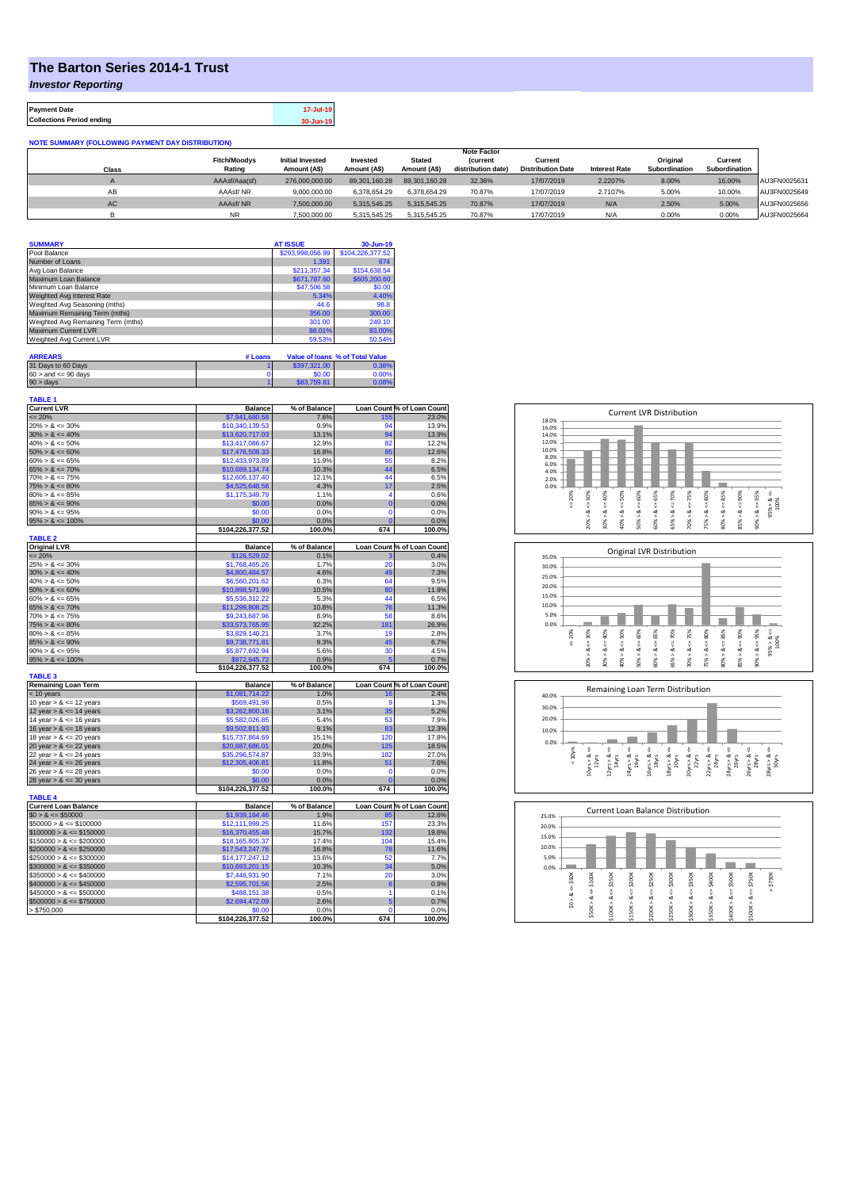# The Barton Series 2014-1 Trust

***Investor Reporting***

| | |
|---|---|
| **Payment Date** | 17-Jul-19 |
| **Collections Period ending** | 30-Jun-19 |

**NOTE SUMMARY (FOLLOWING PAYMENT DAY DISTRIBUTION)**

| Class | Fitch/Moodys Rating | Initial Invested Amount (A$) | Invested Amount (A$) | Stated Amount (A$) | Note Factor (current distribution date) | Current Distribution Date | Interest Rate | Original Subordination | Current Subordination | |
|---|---|---|---|---|---|---|---|---|---|---|
| A | AAAsf/Aaa(sf) | 276,000,000.00 | 89,301,160.28 | 89,301,160.28 | 32.36% | 17/07/2019 | 2.2207% | 8.00% | 16.00% | AU3FN0025631 |
| AB | AAAsf/ NR | 9,000,000.00 | 6,378,654.29 | 6,378,654.29 | 70.87% | 17/07/2019 | 2.7107% | 5.00% | 10.00% | AU3FN0025649 |
| AC | AAAsf/ NR | 7,500,000.00 | 5,315,545.25 | 5,315,545.25 | 70.87% | 17/07/2019 | N/A | 2.50% | 5.00% | AU3FN0025656 |
| B | NR | 7,500,000.00 | 5,315,545.25 | 5,315,545.25 | 70.87% | 17/07/2019 | N/A | 0.00% | 0.00% | AU3FN0025664 |

| SUMMARY | AT ISSUE | 30-Jun-19 |
|---|---|---|
| Pool Balance | $293,998,056.99 | $104,226,377.52 |
| Number of Loans | 1,391 | 674 |
| Avg Loan Balance | $211,357.34 | $154,638.54 |
| Maximum Loan Balance | $671,787.60 | $605,200.60 |
| Minimum Loan Balance | $47,506.58 | $0.00 |
| Weighted Avg Interest Rate | 5.34% | 4.40% |
| Weighted Avg Seasoning (mths) | 44.6 | 98.8 |
| Maximum Remaining Term (mths) | 356.00 | 300.00 |
| Weighted Avg Remaining Term (mths) | 301.00 | 249.10 |
| Maximum Current LVR | 88.01% | 83.00% |
| Weighted Avg Current LVR | 59.53% | 50.54% |

| ARREARS | # Loans | Value of loans | % of Total Value |
|---|---|---|---|
| 31 Days to 60 Days | 1 | $397,321.00 | 0.38% |
| 60 > and <= 90 days | 0 | $0.00 | 0.00% |
| 90 > days | 1 | $83,759.81 | 0.08% |

**TABLE 1**

| Current LVR | Balance | % of Balance | Loan Count | % of Loan Count |
|---|---|---|---|---|
| <= 20% | $7,941,680.58 | 7.6% | 155 | 23.0% |
| 20% > & <= 30% | $10,340,139.53 | 9.9% | 94 | 13.9% |
| 30% > & <= 40% | $13,620,717.03 | 13.1% | 94 | 13.9% |
| 40% > & <= 50% | $13,417,086.67 | 12.9% | 82 | 12.2% |
| 50% > & <= 60% | $17,476,509.33 | 16.8% | 85 | 12.6% |
| 60% > & <= 65% | $12,433,973.89 | 11.9% | 55 | 8.2% |
| 65% > & <= 70% | $10,689,134.74 | 10.3% | 44 | 6.5% |
| 70% > & <= 75% | $12,606,137.40 | 12.1% | 44 | 6.5% |
| 75% > & <= 80% | $4,525,648.56 | 4.3% | 17 | 2.5% |
| 80% > & <= 85% | $1,175,349.79 | 1.1% | 4 | 0.6% |
| 85% > & <= 90% | $0.00 | 0.0% | 0 | 0.0% |
| 90% > & <= 95% | $0.00 | 0.0% | 0 | 0.0% |
| 95% > & <= 100% | $0.00 | 0.0% | 0 | 0.0% |
| | $104,226,377.52 | 100.0% | 674 | 100.0% |

**TABLE 2**

| Original LVR | Balance | % of Balance | Loan Count | % of Loan Count |
|---|---|---|---|---|
| <= 20% | $126,529.02 | 0.1% | 3 | 0.4% |
| 25% > & <= 30% | $1,768,465.26 | 1.7% | 20 | 3.0% |
| 30% > & <= 40% | $4,800,484.57 | 4.6% | 49 | 7.3% |
| 40% > & <= 50% | $6,560,201.62 | 6.3% | 64 | 9.5% |
| 50% > & <= 60% | $10,898,571.99 | 10.5% | 80 | 11.9% |
| 60% > & <= 65% | $5,536,312.22 | 5.3% | 44 | 6.5% |
| 65% > & <= 70% | $11,299,808.25 | 10.8% | 76 | 11.3% |
| 70% > & <= 75% | $9,243,687.96 | 8.9% | 58 | 8.6% |
| 75% > & <= 80% | $33,573,765.95 | 32.2% | 181 | 26.9% |
| 80% > & <= 85% | $3,829,140.21 | 3.7% | 19 | 2.8% |
| 85% > & <= 90% | $9,738,771.81 | 9.3% | 45 | 6.7% |
| 90% > & <= 95% | $5,877,692.94 | 5.6% | 30 | 4.5% |
| 95% > & <= 100% | $972,945.72 | 0.9% | 5 | 0.7% |
| | $104,226,377.52 | 100.0% | 674 | 100.0% |

**TABLE 3**

| Remaining Loan Term | Balance | % of Balance | Loan Count | % of Loan Count |
|---|---|---|---|---|
| < 10 years | $1,081,714.22 | 1.0% | 16 | 2.4% |
| 10 year > & <= 12 years | $569,491.98 | 0.5% | 9 | 1.3% |
| 12 year > & <= 14 years | $3,262,800.16 | 3.1% | 35 | 5.2% |
| 14 year > & <= 16 years | $5,582,026.85 | 5.4% | 53 | 7.9% |
| 16 year > & <= 18 years | $9,502,811.93 | 9.1% | 83 | 12.3% |
| 18 year > & <= 20 years | $15,737,864.69 | 15.1% | 120 | 17.8% |
| 20 year > & <= 22 years | $20,887,686.01 | 20.0% | 125 | 18.5% |
| 22 year > & <= 24 years | $35,296,574.87 | 33.9% | 182 | 27.0% |
| 24 year > & <= 26 years | $12,305,406.81 | 11.8% | 51 | 7.6% |
| 26 year > & <= 28 years | $0.00 | 0.0% | 0 | 0.0% |
| 28 year > & <= 30 years | $0.00 | 0.0% | 0 | 0.0% |
| | $104,226,377.52 | 100.0% | 674 | 100.0% |

**TABLE 4**

| Current Loan Balance | Balance | % of Balance | Loan Count | % of Loan Count |
|---|---|---|---|---|
| $0 > & <= $50000 | $1,939,164.46 | 1.9% | 85 | 12.6% |
| $50000 > & <= $100000 | $12,111,999.25 | 11.6% | 157 | 23.3% |
| $100000 > & <= $150000 | $16,370,455.48 | 15.7% | 132 | 19.6% |
| $150000 > & <= $200000 | $18,165,805.37 | 17.4% | 104 | 15.4% |
| $200000 > & <= $250000 | $17,543,247.76 | 16.8% | 78 | 11.6% |
| $250000 > & <= $300000 | $14,177,247.12 | 13.6% | 52 | 7.7% |
| $300000 > & <= $350000 | $10,693,201.15 | 10.3% | 34 | 5.0% |
| $350000 > & <= $400000 | $7,446,931.90 | 7.1% | 20 | 3.0% |
| $400000 > & <= $450000 | $2,595,701.56 | 2.5% | 6 | 0.9% |
| $450000 > & <= $500000 | $488,151.38 | 0.5% | 1 | 0.1% |
| $500000 > & <= $750000 | $2,694,472.09 | 2.6% | 5 | 0.7% |
| > $750,000 | $0.00 | 0.0% | 0 | 0.0% |
| | $104,226,377.52 | 100.0% | 674 | 100.0% |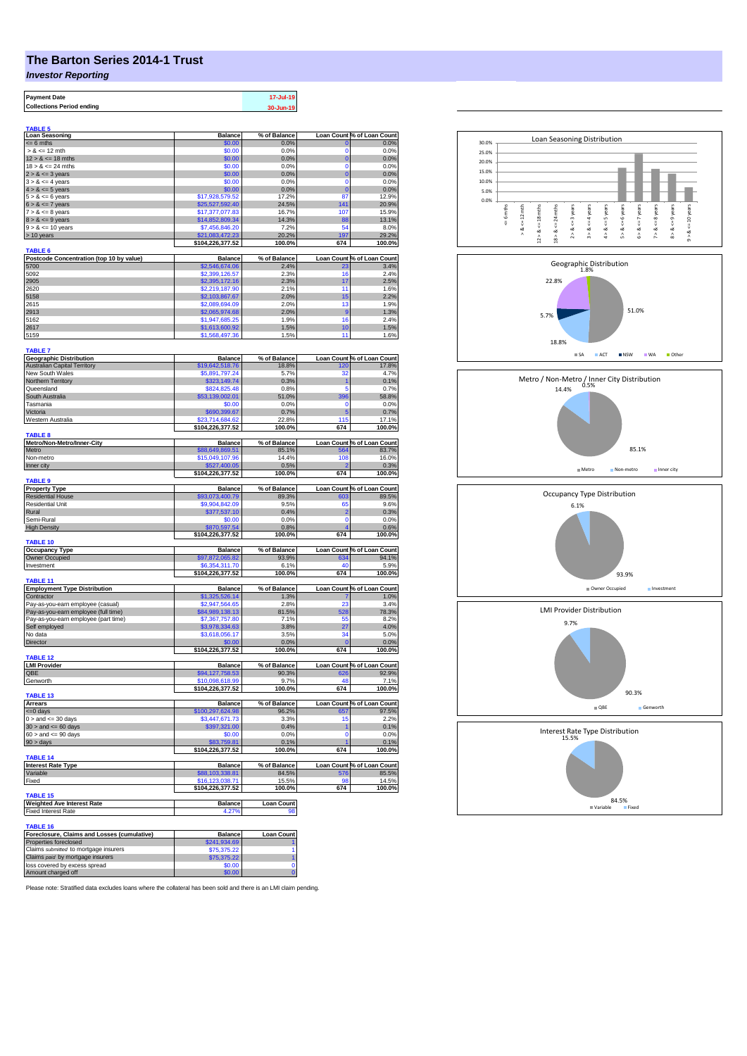# The Barton Series 2014-1 Trust

***Investor Reporting***

| | |
|---|---|
| **Payment Date** | 17-Jul-19 |
| **Collections Period ending** | 30-Jun-19 |

**TABLE 5**

| Loan Seasoning | Balance | % of Balance | Loan Count | % of Loan Count |
|---|---|---|---|---|
| <= 6 mths | $0.00 | 0.0% | 0 | 0.0% |
| > & <= 12 mth | $0.00 | 0.0% | 0 | 0.0% |
| 12 > & <= 18 mths | $0.00 | 0.0% | 0 | 0.0% |
| 18 > & <= 24 mths | $0.00 | 0.0% | 0 | 0.0% |
| 2 > & <= 3 years | $0.00 | 0.0% | 0 | 0.0% |
| 3 > & <= 4 years | $0.00 | 0.0% | 0 | 0.0% |
| 4 > & <= 5 years | $0.00 | 0.0% | 0 | 0.0% |
| 5 > & <= 6 years | $17,928,579.52 | 17.2% | 87 | 12.9% |
| 6 > & <= 7 years | $25,527,592.40 | 24.5% | 141 | 20.9% |
| 7 > & <= 8 years | $17,377,077.83 | 16.7% | 107 | 15.9% |
| 8 > & <= 9 years | $14,852,809.34 | 14.3% | 88 | 13.1% |
| 9 > & <= 10 years | $7,456,846.20 | 7.2% | 54 | 8.0% |
| > 10 years | $21,083,472.23 | 20.2% | 197 | 29.2% |
| | $104,226,377.52 | 100.0% | 674 | 100.0% |

**TABLE 6**

| Postcode Concentration (top 10 by value) | Balance | % of Balance | Loan Count | % of Loan Count |
|---|---|---|---|---|
| 5700 | $2,546,674.06 | 2.4% | 23 | 3.4% |
| 5092 | $2,399,126.57 | 2.3% | 16 | 2.4% |
| 2905 | $2,395,172.16 | 2.3% | 17 | 2.5% |
| 2620 | $2,219,187.90 | 2.1% | 11 | 1.6% |
| 5158 | $2,103,867.67 | 2.0% | 15 | 2.2% |
| 2615 | $2,089,694.09 | 2.0% | 13 | 1.9% |
| 2913 | $2,065,974.68 | 2.0% | 9 | 1.3% |
| 5162 | $1,947,685.25 | 1.9% | 16 | 2.4% |
| 2617 | $1,613,600.92 | 1.5% | 10 | 1.5% |
| 5159 | $1,568,497.36 | 1.5% | 11 | 1.6% |

**TABLE 7**

| Geographic Distribution | Balance | % of Balance | Loan Count | % of Loan Count |
|---|---|---|---|---|
| Australian Capital Territory | $19,642,518.76 | 18.8% | 120 | 17.8% |
| New South Wales | $5,891,797.24 | 5.7% | 32 | 4.7% |
| Northern Territory | $323,149.74 | 0.3% | 1 | 0.1% |
| Queensland | $824,825.48 | 0.8% | 5 | 0.7% |
| South Australia | $53,139,002.01 | 51.0% | 396 | 58.8% |
| Tasmania | $0.00 | 0.0% | 0 | 0.0% |
| Victoria | $690,399.67 | 0.7% | 5 | 0.7% |
| Western Australia | $23,714,684.62 | 22.8% | 115 | 17.1% |
| | $104,226,377.52 | 100.0% | 674 | 100.0% |

**TABLE 8**

| Metro/Non-Metro/Inner-City | Balance | % of Balance | Loan Count | % of Loan Count |
|---|---|---|---|---|
| Metro | $88,649,869.51 | 85.1% | 564 | 83.7% |
| Non-metro | $15,049,107.96 | 14.4% | 108 | 16.0% |
| Inner city | $527,400.05 | 0.5% | 2 | 0.3% |
| | $104,226,377.52 | 100.0% | 674 | 100.0% |

**TABLE 9**

| Property Type | Balance | % of Balance | Loan Count | % of Loan Count |
|---|---|---|---|---|
| Residential House | $93,073,400.79 | 89.3% | 603 | 89.5% |
| Residential Unit | $9,904,842.09 | 9.5% | 65 | 9.6% |
| Rural | $377,537.10 | 0.4% | 2 | 0.3% |
| Semi-Rural | $0.00 | 0.0% | 0 | 0.0% |
| High Density | $870,597.54 | 0.8% | 4 | 0.6% |
| | $104,226,377.52 | 100.0% | 674 | 100.0% |

**TABLE 10**

| Occupancy Type | Balance | % of Balance | Loan Count | % of Loan Count |
|---|---|---|---|---|
| Owner Occupied | $97,872,065.82 | 93.9% | 634 | 94.1% |
| Investment | $6,354,311.70 | 6.1% | 40 | 5.9% |
| | $104,226,377.52 | 100.0% | 674 | 100.0% |

**TABLE 11**

| Employment Type Distribution | Balance | % of Balance | Loan Count | % of Loan Count |
|---|---|---|---|---|
| Contractor | $1,325,526.14 | 1.3% | 7 | 1.0% |
| Pay-as-you-earn employee (casual) | $2,947,564.65 | 2.8% | 23 | 3.4% |
| Pay-as-you-earn employee (full time) | $84,989,138.13 | 81.5% | 528 | 78.3% |
| Pay-as-you-earn employee (part time) | $7,367,757.80 | 7.1% | 55 | 8.2% |
| Self employed | $3,978,334.63 | 3.8% | 27 | 4.0% |
| No data | $3,618,056.17 | 3.5% | 34 | 5.0% |
| Director | $0.00 | 0.0% | 0 | 0.0% |
| | $104,226,377.52 | 100.0% | 674 | 100.0% |

**TABLE 12**

| LMI Provider | Balance | % of Balance | Loan Count | % of Loan Count |
|---|---|---|---|---|
| QBE | $94,127,758.53 | 90.3% | 626 | 92.9% |
| Genworth | $10,098,618.99 | 9.7% | 48 | 7.1% |
| | $104,226,377.52 | 100.0% | 674 | 100.0% |

**TABLE 13**

| Arrears | Balance | % of Balance | Loan Count | % of Loan Count |
|---|---|---|---|---|
| <=0 days | $100,297,624.98 | 96.2% | 657 | 97.5% |
| 0 > and <= 30 days | $3,447,671.73 | 3.3% | 15 | 2.2% |
| 30 > and <= 60 days | $397,321.00 | 0.4% | 1 | 0.1% |
| 60 > and <= 90 days | $0.00 | 0.0% | 0 | 0.0% |
| 90 > days | $83,759.81 | 0.1% | 1 | 0.1% |
| | $104,226,377.52 | 100.0% | 674 | 100.0% |

**TABLE 14**

| Interest Rate Type | Balance | % of Balance | Loan Count | % of Loan Count |
|---|---|---|---|---|
| Variable | $88,103,338.81 | 84.5% | 576 | 85.5% |
| Fixed | $16,123,038.71 | 15.5% | 98 | 14.5% |
| | $104,226,377.52 | 100.0% | 674 | 100.0% |

**TABLE 15**

| Weighted Ave Interest Rate | Balance | Loan Count |
|---|---|---|
| Fixed Interest Rate | 4.27% | 98 |

**TABLE 16**

| Foreclosure, Claims and Losses (cumulative) | Balance | Loan Count |
|---|---|---|
| Properties foreclosed | $241,934.69 | 1 |
| Claims *submitted* to mortgage insurers | $75,375.22 | 1 |
| Claims *paid* by mortgage insurers | $75,375.22 | 1 |
| loss covered by excess spread | $0.00 | 0 |
| Amount charged off | $0.00 | 0 |

Please note: Stratified data excludes loans where the collateral has been sold and there is an LMI claim pending.

Loan Seasoning Distribution
30.0%
25.0%
20.0%
15.0%
10.0%
5.0%
0.0%
<= 6 mths
> & <= 12 mth
12 > & <= 18 mths
18 > & <= 24 mths
2 > & <= 3 years
3 > & <= 4 years
4 > & <= 5 years
5 > & <= 6 years
6 > & <= 7 years
7 > & <= 8 years
8 > & <= 9 years
9 > & <= 10 years

Geographic Distribution
1.8%
22.8%
51.0%
5.7%
18.8%
SA ACT NSW WA Other

Metro / Non-Metro / Inner City Distribution
0.5%
14.4%
85.1%
Metro Non-metro Inner city

Occupancy Type Distribution
6.1%
93.9%
Owner Occupied Investment

LMI Provider Distribution
9.7%
90.3%
QBE Genworth

Interest Rate Type Distribution
15.5%
84.5%
Variable Fixed